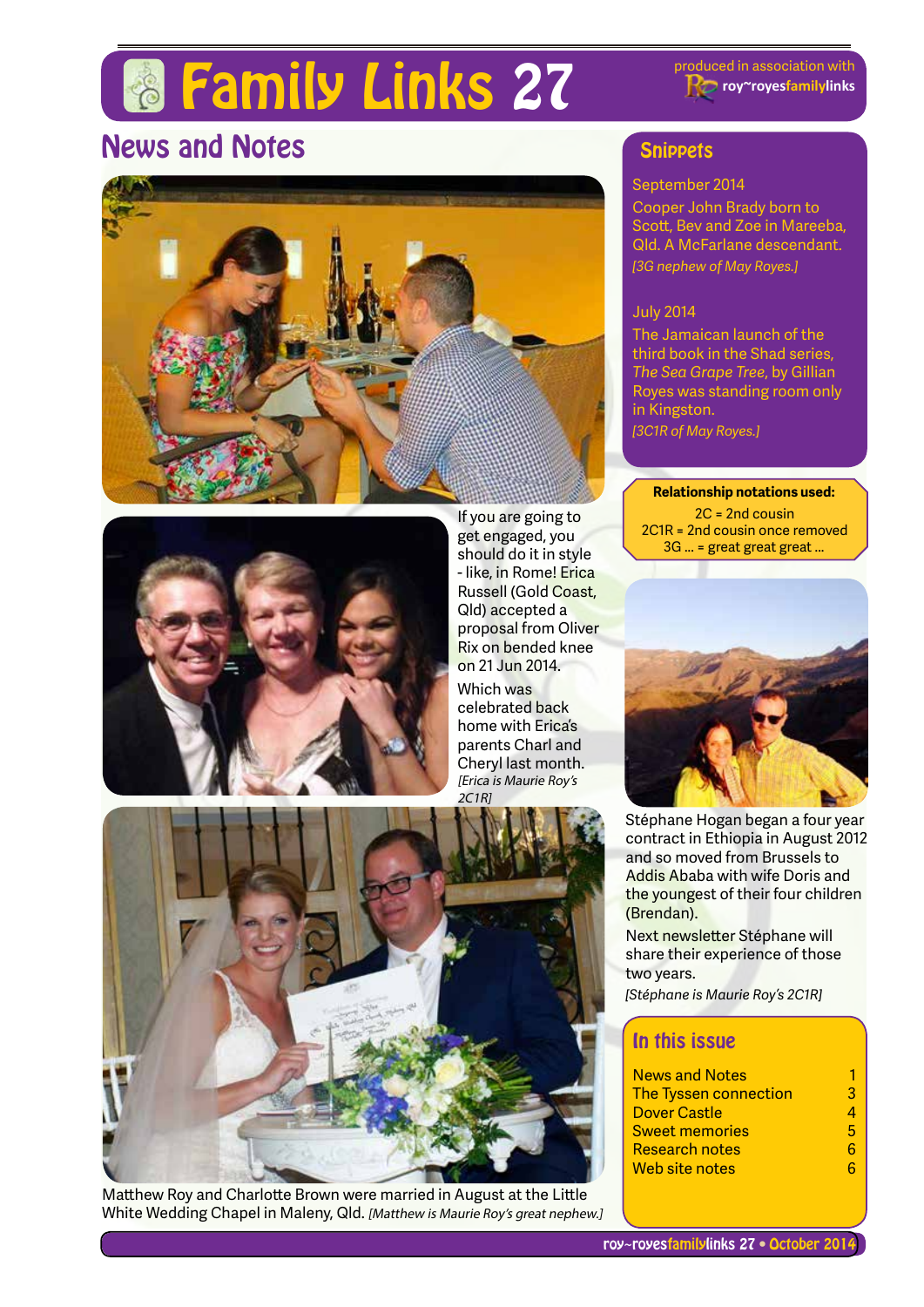# Family Links 27

produced in association with roy~royesfamilylinks

## News and Notes

If you are going to get engaged, you should do it in style - like, in Rome! Erica Russell (Gold Coast, Qld) accepted a proposal from Oliver Rix on bended knee on 21 Jun 2014.

Which was celebrated back home with Erica's parents Charl and Cheryl last month. *[Erica is Maurie Roy's 2C1R]*

Matthew Roy and Charlotte Brown were married in August at the Little White Wedding Chapel in Maleny, Qld. *[Matthew is Maurie Roy's great nephew.]*

## Snippets

September 2014

Cooper John Brady born to Scott, Bev and Zoe in Mareeba, Qld. A McFarlane descendant. *[3G nephew of May Royes.]*

July 2014

The Jamaican launch of the third book in the Shad series, *The Sea Grape Tree*, by Gillian Royes was standing room only in Kingston. *[3C1R of May Royes.]*

**Relationship notations used:**

2C = 2nd cousin
2C1R = 2nd cousin once removed
3G ... = great great great ...

Stéphane Hogan began a four year contract in Ethiopia in August 2012 and so moved from Brussels to Addis Ababa with wife Doris and the youngest of their four children (Brendan).

Next newsletter Stéphane will share their experience of those two years.

*[Stéphane is Maurie Roy's 2C1R]*

## In this issue

| | |
|---|---|
| News and Notes | 1 |
| The Tyssen connection | 3 |
| Dover Castle | 4 |
| Sweet memories | 5 |
| Research notes | 6 |
| Web site notes | 6 |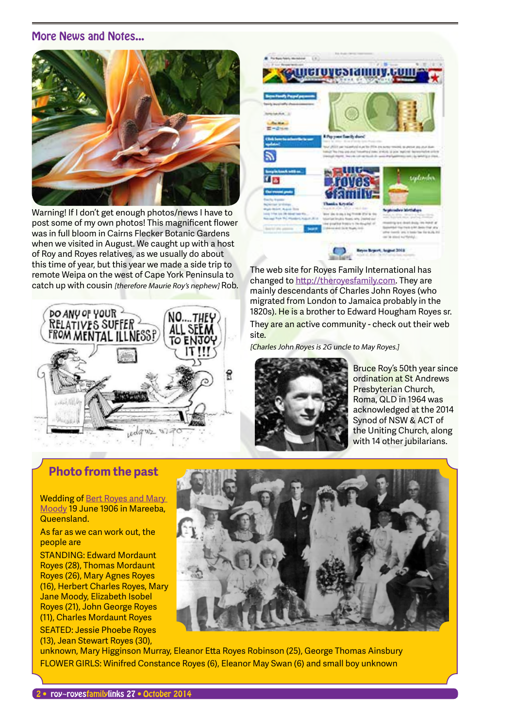## More News and Notes...

Warning! If I don't get enough photos/news I have to post some of my own photos! This magnificent flower was in full bloom in Cairns Flecker Botanic Gardens when we visited in August. We caught up with a host of Roy and Royes relatives, as we usually do about this time of year, but this year we made a side trip to remote Weipa on the west of Cape York Peninsula to catch up with cousin *[therefore Maurie Roy's nephew]* Rob.

The web site for Royes Family International has changed to http://theroyesfamily.com. They are mainly descendants of Charles John Royes (who migrated from London to Jamaica probably in the 1820s). He is a brother to Edward Hougham Royes sr.

They are an active community - check out their web site.

*[Charles John Royes is 2G uncle to May Royes.]*

Bruce Roy's 50th year since ordination at St Andrews Presbyterian Church, Roma, QLD in 1964 was acknowledged at the 2014 Synod of NSW & ACT of the Uniting Church, along with 14 other jubilarians.

## Photo from the past

Wedding of Bert Royes and Mary Moody 19 June 1906 in Mareeba, Queensland.

As far as we can work out, the people are

STANDING: Edward Mordaunt Royes (28), Thomas Mordaunt Royes (26), Mary Agnes Royes (16), Herbert Charles Royes, Mary Jane Moody, Elizabeth Isobel Royes (21), John George Royes (11), Charles Mordaunt Royes

SEATED: Jessie Phoebe Royes (13), Jean Stewart Royes (30), unknown, Mary Higginson Murray, Eleanor Etta Royes Robinson (25), George Thomas Ainsbury

FLOWER GIRLS: Winifred Constance Royes (6), Eleanor May Swan (6) and small boy unknown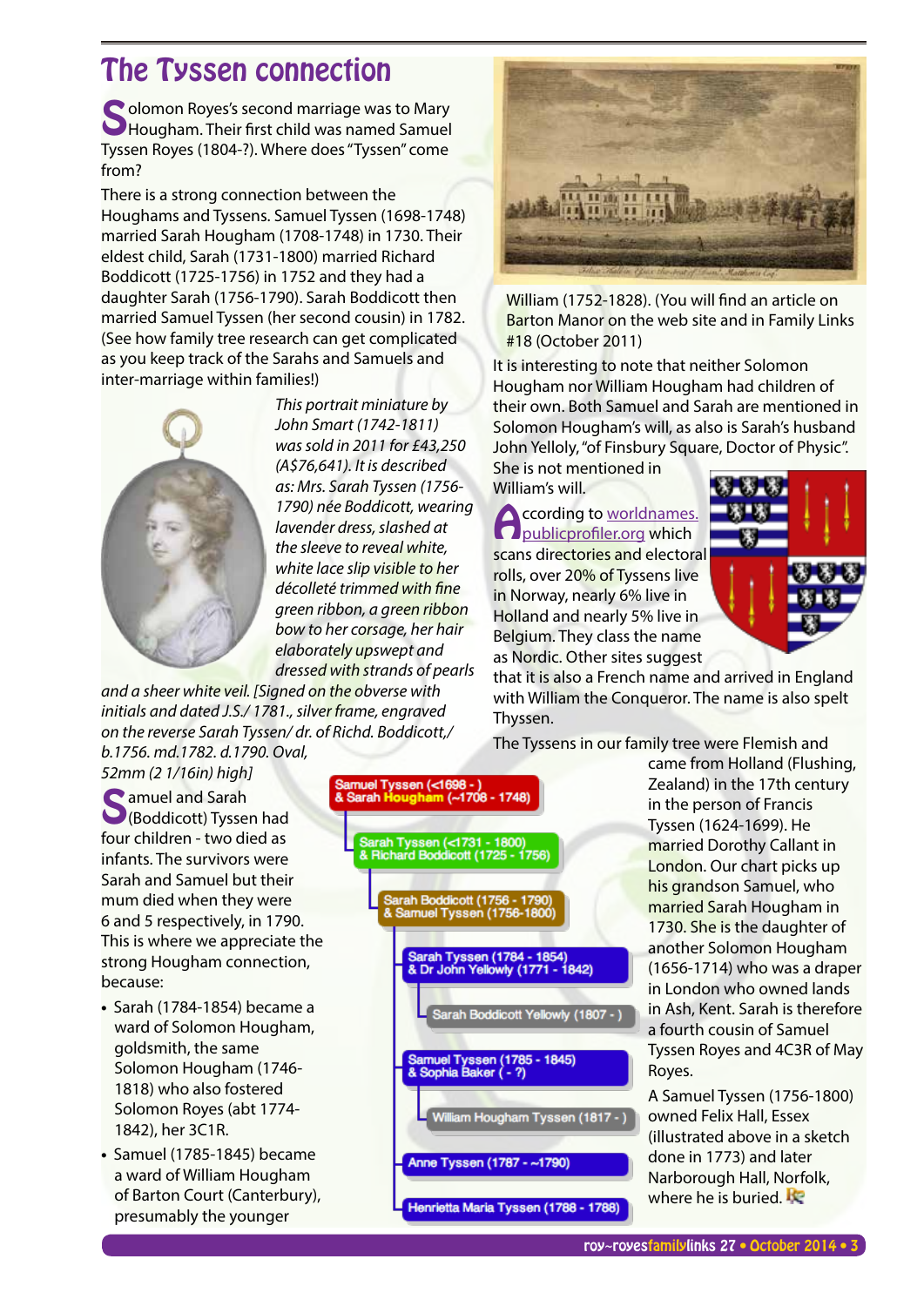# The Tyssen connection

Solomon Royes's second marriage was to Mary Hougham. Their first child was named Samuel Tyssen Royes (1804-?). Where does "Tyssen" come from?

There is a strong connection between the Houghams and Tyssens. Samuel Tyssen (1698-1748) married Sarah Hougham (1708-1748) in 1730. Their eldest child, Sarah (1731-1800) married Richard Boddicott (1725-1756) in 1752 and they had a daughter Sarah (1756-1790). Sarah Boddicott then married Samuel Tyssen (her second cousin) in 1782. (See how family tree research can get complicated as you keep track of the Sarahs and Samuels and inter-marriage within families!)

*This portrait miniature by John Smart (1742-1811) was sold in 2011 for £43,250 (A$76,641). It is described as: Mrs. Sarah Tyssen (1756-1790) née Boddicott, wearing lavender dress, slashed at the sleeve to reveal white, white lace slip visible to her décolleté trimmed with fine green ribbon, a green ribbon bow to her corsage, her hair elaborately upswept and dressed with strands of pearls and a sheer white veil. [Signed on the obverse with initials and dated J.S./ 1781., silver frame, engraved on the reverse Sarah Tyssen/ dr. of Richd. Boddicott,/ b.1756. md.1782. d.1790. Oval, 52mm (2 1/16in) high]*

Samuel and Sarah (Boddicott) Tyssen had four children - two died as infants. The survivors were Sarah and Samuel but their mum died when they were 6 and 5 respectively, in 1790. This is where we appreciate the strong Hougham connection, because:

- Sarah (1784-1854) became a ward of Solomon Hougham, goldsmith, the same Solomon Hougham (1746-1818) who also fostered Solomon Royes (abt 1774-1842), her 3C1R.
- Samuel (1785-1845) became a ward of William Hougham of Barton Court (Canterbury), presumably the younger William (1752-1828). (You will find an article on Barton Manor on the web site and in Family Links #18 (October 2011)

- Samuel Tyssen (<1698 - ) & Sarah Hougham (~1708 - 1748)
  - Sarah Tyssen (<1731 - 1800) & Richard Boddicott (1725 - 1756)
    - Sarah Boddicott (1756 - 1790) & Samuel Tyssen (1756-1800)
      - Sarah Tyssen (1784 - 1854) & Dr John Yellowly (1771 - 1842)
        - Sarah Boddicott Yellowly (1807 - )
      - Samuel Tyssen (1785 - 1845) & Sophia Baker ( - ?)
        - William Hougham Tyssen (1817 - )
      - Anne Tyssen (1787 - ~1790)
      - Henrietta Maria Tyssen (1788 - 1788)

It is interesting to note that neither Solomon Hougham nor William Hougham had children of their own. Both Samuel and Sarah are mentioned in Solomon Hougham's will, as also is Sarah's husband John Yelloly, "of Finsbury Square, Doctor of Physic". She is not mentioned in William's will.

According to worldnames.publicprofiler.org which scans directories and electoral rolls, over 20% of Tyssens live in Norway, nearly 6% live in Holland and nearly 5% live in Belgium. They class the name as Nordic. Other sites suggest that it is also a French name and arrived in England with William the Conqueror. The name is also spelt Thyssen.

The Tyssens in our family tree were Flemish and came from Holland (Flushing, Zealand) in the 17th century in the person of Francis Tyssen (1624-1699). He married Dorothy Callant in London. Our chart picks up his grandson Samuel, who married Sarah Hougham in 1730. She is the daughter of another Solomon Hougham (1656-1714) who was a draper in London who owned lands in Ash, Kent. Sarah is therefore a fourth cousin of Samuel Tyssen Royes and 4C3R of May Royes.

A Samuel Tyssen (1756-1800) owned Felix Hall, Essex (illustrated above in a sketch done in 1773) and later Narborough Hall, Norfolk, where he is buried.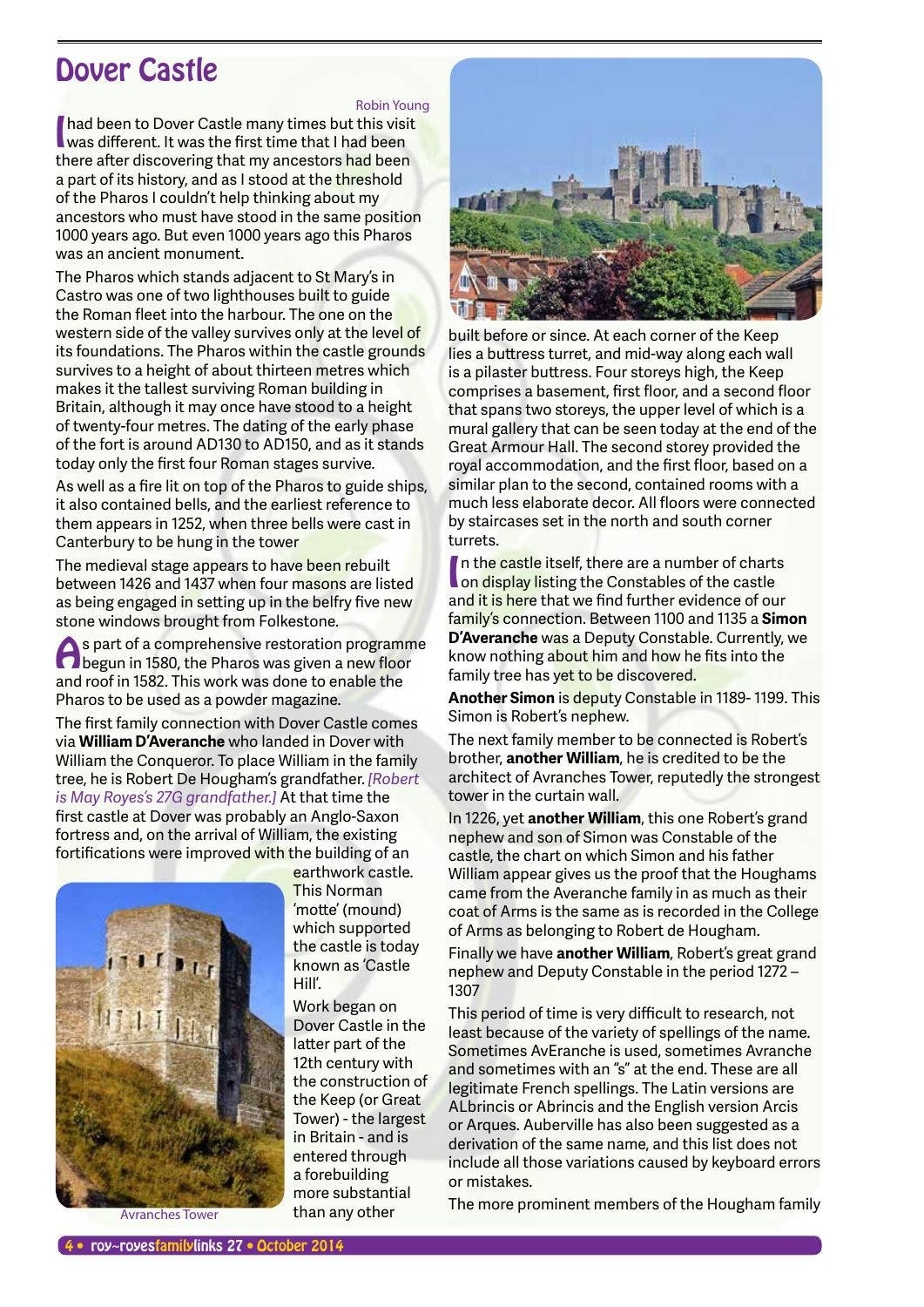# Dover Castle

Robin Young

I had been to Dover Castle many times but this visit was different. It was the first time that I had been there after discovering that my ancestors had been a part of its history, and as I stood at the threshold of the Pharos I couldn't help thinking about my ancestors who must have stood in the same position 1000 years ago. But even 1000 years ago this Pharos was an ancient monument.

The Pharos which stands adjacent to St Mary's in Castro was one of two lighthouses built to guide the Roman fleet into the harbour. The one on the western side of the valley survives only at the level of its foundations. The Pharos within the castle grounds survives to a height of about thirteen metres which makes it the tallest surviving Roman building in Britain, although it may once have stood to a height of twenty-four metres. The dating of the early phase of the fort is around AD130 to AD150, and as it stands today only the first four Roman stages survive.

As well as a fire lit on top of the Pharos to guide ships, it also contained bells, and the earliest reference to them appears in 1252, when three bells were cast in Canterbury to be hung in the tower

The medieval stage appears to have been rebuilt between 1426 and 1437 when four masons are listed as being engaged in setting up in the belfry five new stone windows brought from Folkestone.

As part of a comprehensive restoration programme begun in 1580, the Pharos was given a new floor and roof in 1582. This work was done to enable the Pharos to be used as a powder magazine.

The first family connection with Dover Castle comes via **William D'Averanche** who landed in Dover with William the Conqueror. To place William in the family tree, he is Robert De Hougham's grandfather. *[Robert is May Royes's 27G grandfather.]* At that time the first castle at Dover was probably an Anglo-Saxon fortress and, on the arrival of William, the existing fortifications were improved with the building of an earthwork castle. This Norman 'motte' (mound) which supported the castle is today known as 'Castle Hill'.

Work began on Dover Castle in the latter part of the 12th century with the construction of the Keep (or Great Tower) - the largest in Britain - and is entered through a forebuilding more substantial than any other built before or since. At each corner of the Keep lies a buttress turret, and mid-way along each wall is a pilaster buttress. Four storeys high, the Keep comprises a basement, first floor, and a second floor that spans two storeys, the upper level of which is a mural gallery that can be seen today at the end of the Great Armour Hall. The second storey provided the royal accommodation, and the first floor, based on a similar plan to the second, contained rooms with a much less elaborate decor. All floors were connected by staircases set in the north and south corner turrets.

Avranches Tower

In the castle itself, there are a number of charts on display listing the Constables of the castle and it is here that we find further evidence of our family's connection. Between 1100 and 1135 a **Simon D'Averanche** was a Deputy Constable. Currently, we know nothing about him and how he fits into the family tree has yet to be discovered.

**Another Simon** is deputy Constable in 1189- 1199. This Simon is Robert's nephew.

The next family member to be connected is Robert's brother, **another William**, he is credited to be the architect of Avranches Tower, reputedly the strongest tower in the curtain wall.

In 1226, yet **another William**, this one Robert's grand nephew and son of Simon was Constable of the castle, the chart on which Simon and his father William appear gives us the proof that the Houghams came from the Averanche family in as much as their coat of Arms is the same as is recorded in the College of Arms as belonging to Robert de Hougham.

Finally we have **another William**, Robert's great grand nephew and Deputy Constable in the period 1272 – 1307

This period of time is very difficult to research, not least because of the variety of spellings of the name. Sometimes AvEranche is used, sometimes Avranche and sometimes with an "s" at the end. These are all legitimate French spellings. The Latin versions are ALbrincis or Abrincis and the English version Arcis or Arques. Auberville has also been suggested as a derivation of the same name, and this list does not include all those variations caused by keyboard errors or mistakes.

The more prominent members of the Hougham family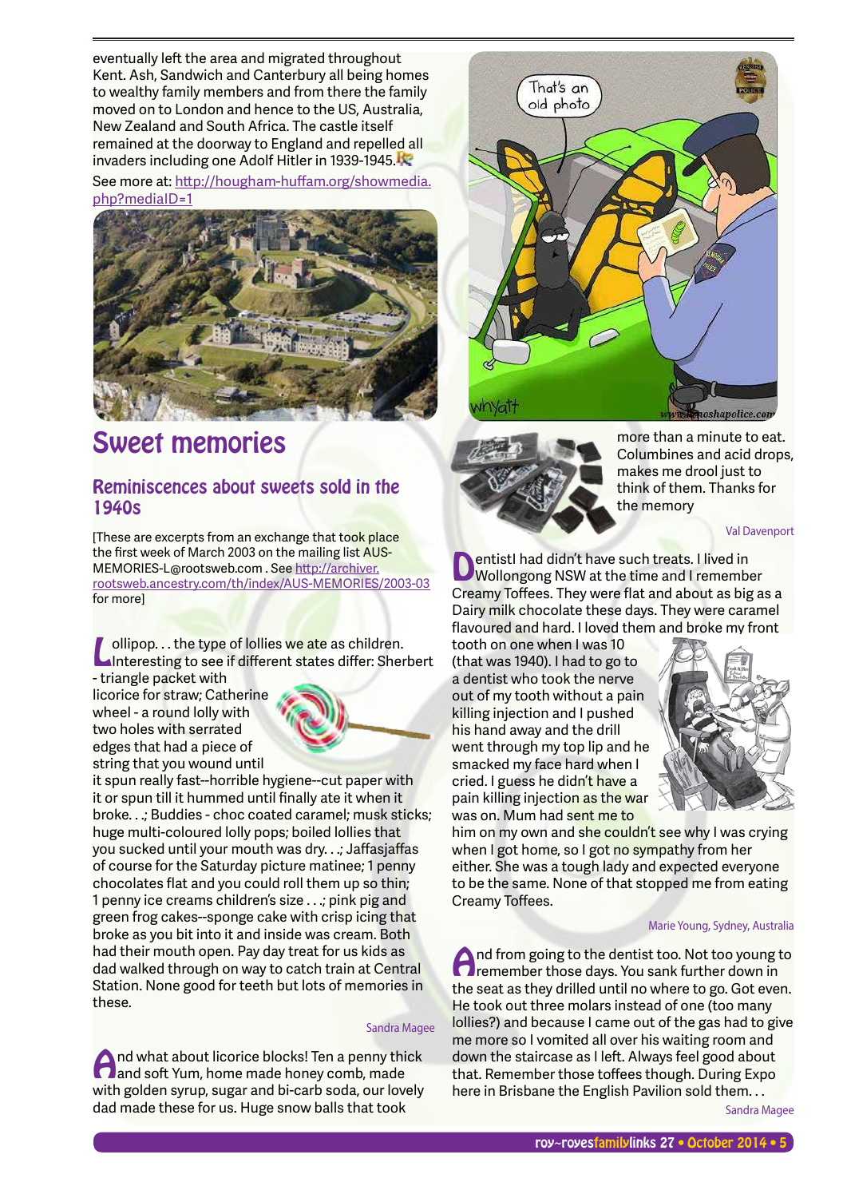eventually left the area and migrated throughout Kent. Ash, Sandwich and Canterbury all being homes to wealthy family members and from there the family moved on to London and hence to the US, Australia, New Zealand and South Africa. The castle itself remained at the doorway to England and repelled all invaders including one Adolf Hitler in 1939-1945.

See more at: http://hougham-huffam.org/showmedia.php?mediaID=1

# Sweet memories

## Reminiscences about sweets sold in the 1940s

[These are excerpts from an exchange that took place the first week of March 2003 on the mailing list AUS-MEMORIES-L@rootsweb.com . See http://archiver.rootsweb.ancestry.com/th/index/AUS-MEMORIES/2003-03 for more]

Lollipop. . . the type of lollies we ate as children. Interesting to see if different states differ: Sherbert - triangle packet with licorice for straw; Catherine wheel - a round lolly with two holes with serrated edges that had a piece of string that you wound until it spun really fast--horrible hygiene--cut paper with it or spun till it hummed until finally ate it when it broke. . .; Buddies - choc coated caramel; musk sticks; huge multi-coloured lolly pops; boiled lollies that you sucked until your mouth was dry. . .; Jaffasjaffas of course for the Saturday picture matinee; 1 penny chocolates flat and you could roll them up so thin; 1 penny ice creams children's size . . .; pink pig and green frog cakes--sponge cake with crisp icing that broke as you bit into it and inside was cream. Both had their mouth open. Pay day treat for us kids as dad walked through on way to catch train at Central Station. None good for teeth but lots of memories in these.

Sandra Magee

And what about licorice blocks! Ten a penny thick and soft Yum, home made honey comb, made with golden syrup, sugar and bi-carb soda, our lovely dad made these for us. Huge snow balls that took more than a minute to eat. Columbines and acid drops, makes me drool just to think of them. Thanks for the memory

Val Davenport

DentistI had didn't have such treats. I lived in Wollongong NSW at the time and I remember Creamy Toffees. They were flat and about as big as a Dairy milk chocolate these days. They were caramel flavoured and hard. I loved them and broke my front tooth on one when I was 10 (that was 1940). I had to go to a dentist who took the nerve out of my tooth without a pain killing injection and I pushed his hand away and the drill went through my top lip and he smacked my face hard when I cried. I guess he didn't have a pain killing injection as the war was on. Mum had sent me to him on my own and she couldn't see why I was crying when I got home, so I got no sympathy from her either. She was a tough lady and expected everyone to be the same. None of that stopped me from eating Creamy Toffees.

Marie Young, Sydney, Australia

And from going to the dentist too. Not too young to remember those days. You sank further down in the seat as they drilled until no where to go. Got even. He took out three molars instead of one (too many lollies?) and because I came out of the gas had to give me more so I vomited all over his waiting room and down the staircase as I left. Always feel good about that. Remember those toffees though. During Expo here in Brisbane the English Pavilion sold them. . .

Sandra Magee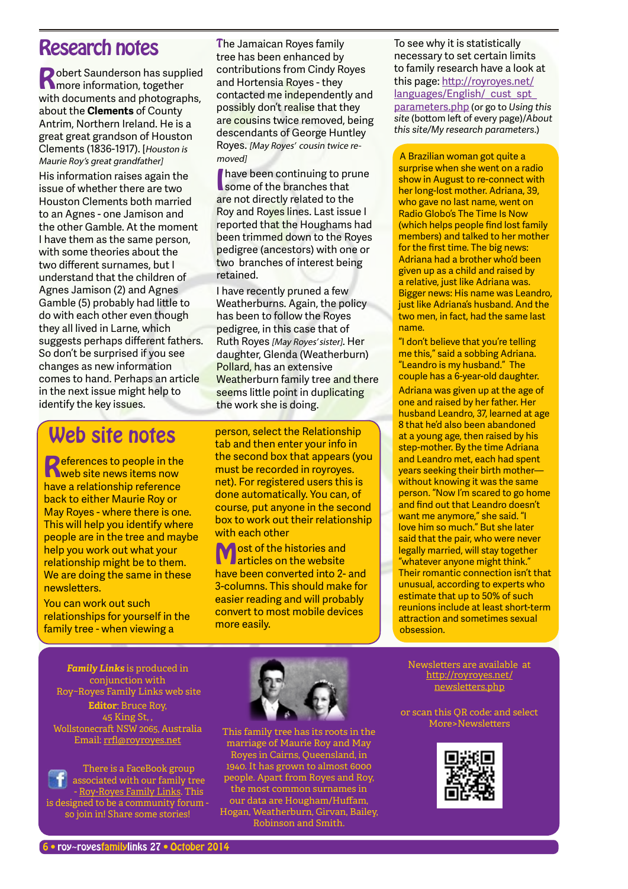# Research notes

Robert Saunderson has supplied more information, together with documents and photographs, about the **Clements** of County Antrim, Northern Ireland. He is a great great grandson of Houston Clements (1836-1917). [*Houston is Maurie Roy's great grandfather]*

His information raises again the issue of whether there are two Houston Clements both married to an Agnes - one Jamison and the other Gamble. At the moment I have them as the same person, with some theories about the two different surnames, but I understand that the children of Agnes Jamison (2) and Agnes Gamble (5) probably had little to do with each other even though they all lived in Larne, which suggests perhaps different fathers. So don't be surprised if you see changes as new information comes to hand. Perhaps an article in the next issue might help to identify the key issues.

The Jamaican Royes family tree has been enhanced by contributions from Cindy Royes and Hortensia Royes - they contacted me independently and possibly don't realise that they are cousins twice removed, being descendants of George Huntley Royes. *[May Royes' cousin twice removed]*

I have been continuing to prune some of the branches that are not directly related to the Roy and Royes lines. Last issue I reported that the Houghams had been trimmed down to the Royes pedigree (ancestors) with one or two branches of interest being retained.

I have recently pruned a few Weatherburns. Again, the policy has been to follow the Royes pedigree, in this case that of Ruth Royes *[May Royes' sister]*. Her daughter, Glenda (Weatherburn) Pollard, has an extensive Weatherburn family tree and there seems little point in duplicating the work she is doing.

To see why it is statistically necessary to set certain limits to family research have a look at this page: http://royroyes.net/languages/English/_cust_spt_parameters.php (or go to *Using this site* (bottom left of every page)/*About this site/My research parameters*.)

# Web site notes

References to people in the web site news items now have a relationship reference back to either Maurie Roy or May Royes - where there is one. This will help you identify where people are in the tree and maybe help you work out what the relationship might be to them. We are doing the same in these newsletters.

You can work out such relationships for yourself in the family tree - when viewing a person, select the Relationship tab and then enter your info in the second box that appears (you must be recorded in royroyes.net). For registered users this is done automatically. You can, of course, put anyone in the second box to work out their relationship with each other

Most of the histories and articles on the website have been converted into 2- and 3-columns. This should make for easier reading and will probably convert to most mobile devices more easily.

A Brazilian woman got quite a surprise when she went on a radio show in August to re-connect with her long-lost mother. Adriana, 39, who gave no last name, went on Radio Globo's The Time Is Now (which helps people find lost family members) and talked to her mother for the first time. The big news: Adriana had a brother who'd been given up as a child and raised by a relative, just like Adriana was. Bigger news: His name was Leandro, just like Adriana's husband. And the two men, in fact, had the same last name.

"I don't believe that you're telling me this," said a sobbing Adriana. "Leandro is my husband." The couple has a 6-year-old daughter.

Adriana was given up at the age of one and raised by her father. Her husband Leandro, 37, learned at age 8 that he'd also been abandoned at a young age, then raised by his step-mother. By the time Adriana and Leandro met, each had spent years seeking their birth mother—without knowing it was the same person. "Now I'm scared to go home and find out that Leandro doesn't want me anymore," she said. "I love him so much." But she later said that the pair, who were never legally married, will stay together "whatever anyone might think." Their romantic connection isn't that unusual, according to experts who estimate that up to 50% of such reunions include at least short-term attraction and sometimes sexual obsession.

***Family Links*** is produced in conjunction with Roy~Royes Family Links web site
**Editor**: Bruce Roy,
45 King St, ,
Wollstonecraft NSW 2065, Australia
Email: rrfl@royroyes.net

There is a FaceBook group associated with our family tree - Roy-Royes Family Links. This is designed to be a community forum - so join in! Share some stories!

This family tree has its roots in the marriage of Maurie Roy and May Royes in Cairns, Queensland, in 1940. It has grown to almost 6000 people. Apart from Royes and Roy, the most common surnames in our data are Hougham/Huffam, Hogan, Weatherburn, Girvan, Bailey, Robinson and Smith.

Newsletters are available at http://royroyes.net/newsletters.php

or scan this QR code: and select More>Newsletters